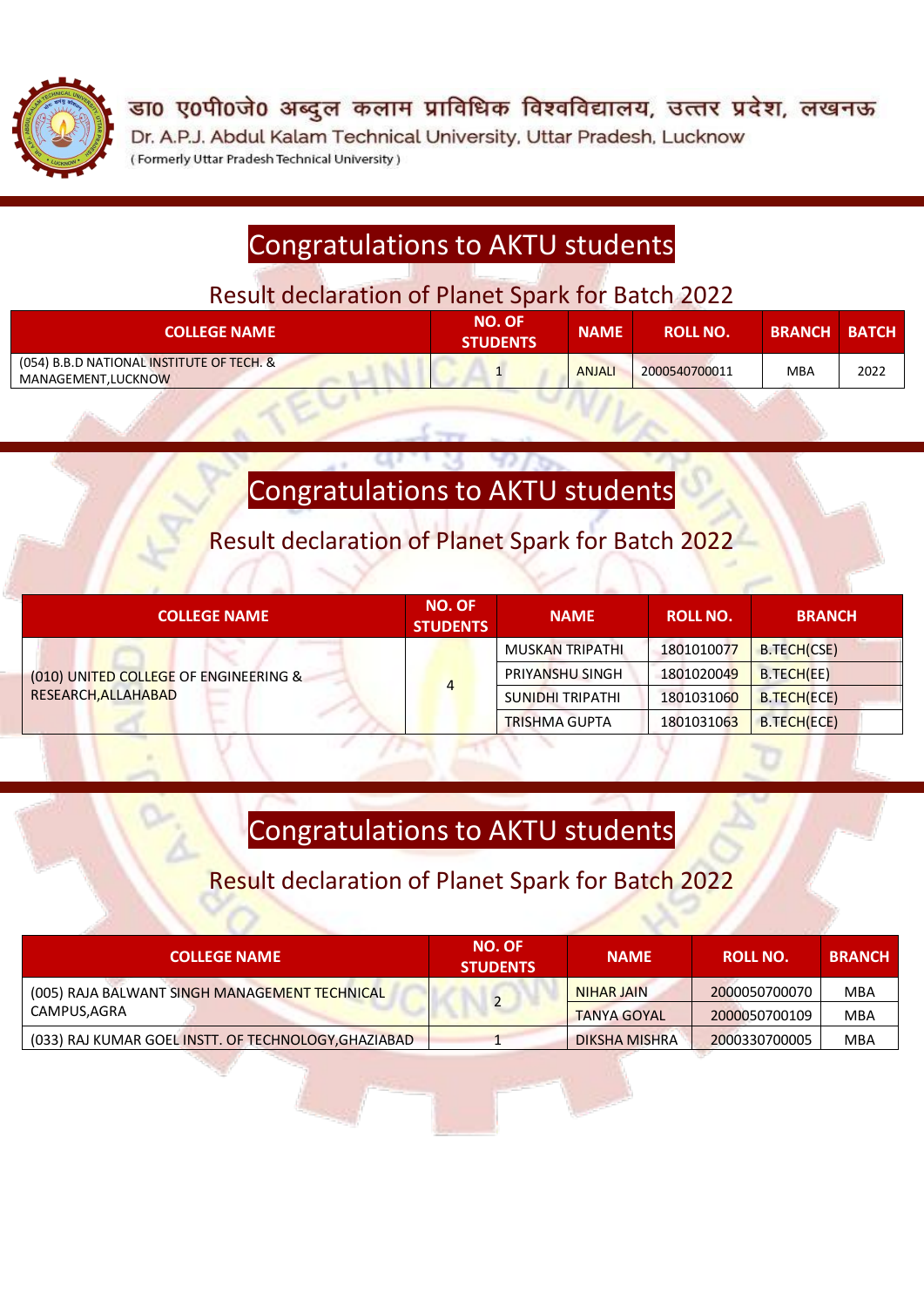डा० ए०पी०जे० अब्दुल कलाम प्राविधिक विश्वविद्यालय, उत्तर प्रदेश, लखनऊ

Dr. A.P.J. Abdul Kalam Technical University, Uttar Pradesh, Lucknow

( Formerly Uttar Pradesh Technical University )

# Congratulations to AKTU students

## Result declaration of Planet Spark for Batch 2022

| COLLEGE NAME | NO. OF STUDENTS | NAME | ROLL NO. | BRANCH | BATCH |
|---|---|---|---|---|---|
| (054) B.B.D NATIONAL INSTITUTE OF TECH. & MANAGEMENT,LUCKNOW | 1 | ANJALI | 2000540700011 | MBA | 2022 |

# Congratulations to AKTU students

## Result declaration of Planet Spark for Batch 2022

| COLLEGE NAME | NO. OF STUDENTS | NAME | ROLL NO. | BRANCH |
|---|---|---|---|---|
| (010) UNITED COLLEGE OF ENGINEERING & RESEARCH,ALLAHABAD | 4 | MUSKAN TRIPATHI | 1801010077 | B.TECH(CSE) |
| | | PRIYANSHU SINGH | 1801020049 | B.TECH(EE) |
| | | SUNIDHI TRIPATHI | 1801031060 | B.TECH(ECE) |
| | | TRISHMA GUPTA | 1801031063 | B.TECH(ECE) |

# Congratulations to AKTU students

## Result declaration of Planet Spark for Batch 2022

| COLLEGE NAME | NO. OF STUDENTS | NAME | ROLL NO. | BRANCH |
|---|---|---|---|---|
| (005) RAJA BALWANT SINGH MANAGEMENT TECHNICAL CAMPUS,AGRA | 2 | NIHAR JAIN | 2000050700070 | MBA |
| | | TANYA GOYAL | 2000050700109 | MBA |
| (033) RAJ KUMAR GOEL INSTT. OF TECHNOLOGY,GHAZIABAD | 1 | DIKSHA MISHRA | 2000330700005 | MBA |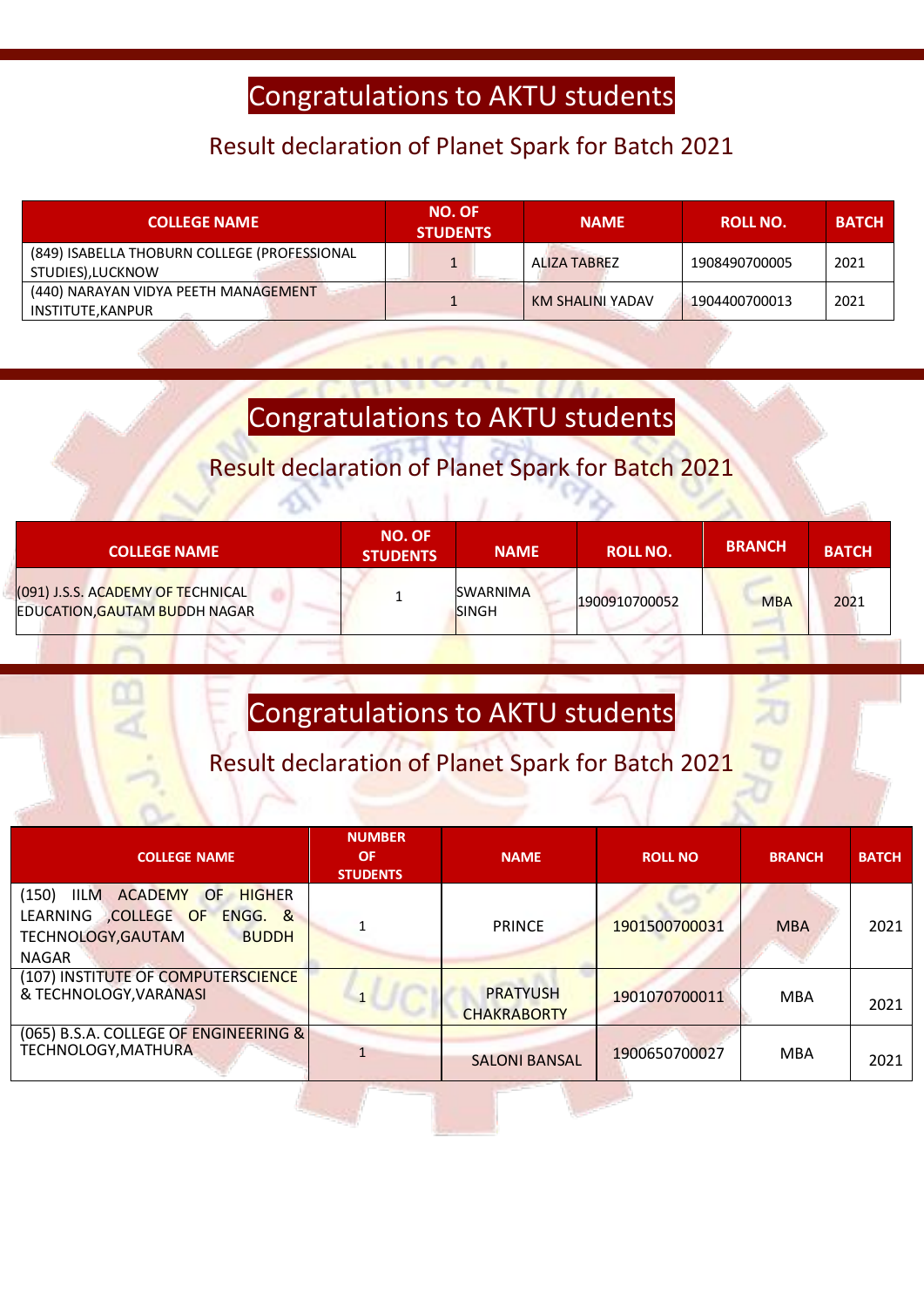# Congratulations to AKTU students

## Result declaration of Planet Spark for Batch 2021

| COLLEGE NAME | NO. OF STUDENTS | NAME | ROLL NO. | BATCH |
|---|---|---|---|---|
| (849) ISABELLA THOBURN COLLEGE (PROFESSIONAL STUDIES),LUCKNOW | 1 | ALIZA TABREZ | 1908490700005 | 2021 |
| (440) NARAYAN VIDYA PEETH MANAGEMENT INSTITUTE,KANPUR | 1 | KM SHALINI YADAV | 1904400700013 | 2021 |

# Congratulations to AKTU students

## Result declaration of Planet Spark for Batch 2021

| COLLEGE NAME | NO. OF STUDENTS | NAME | ROLL NO. | BRANCH | BATCH |
|---|---|---|---|---|---|
| (091) J.S.S. ACADEMY OF TECHNICAL EDUCATION,GAUTAM BUDDH NAGAR | 1 | SWARNIMA SINGH | 1900910700052 | MBA | 2021 |

# Congratulations to AKTU students

## Result declaration of Planet Spark for Batch 2021

| COLLEGE NAME | NUMBER OF STUDENTS | NAME | ROLL NO | BRANCH | BATCH |
|---|---|---|---|---|---|
| (150) IILM ACADEMY OF HIGHER LEARNING ,COLLEGE OF ENGG. & TECHNOLOGY,GAUTAM BUDDH NAGAR | 1 | PRINCE | 1901500700031 | MBA | 2021 |
| (107) INSTITUTE OF COMPUTERSCIENCE & TECHNOLOGY,VARANASI | 1 | PRATYUSH CHAKRABORTY | 1901070700011 | MBA | 2021 |
| (065) B.S.A. COLLEGE OF ENGINEERING & TECHNOLOGY,MATHURA | 1 | SALONI BANSAL | 1900650700027 | MBA | 2021 |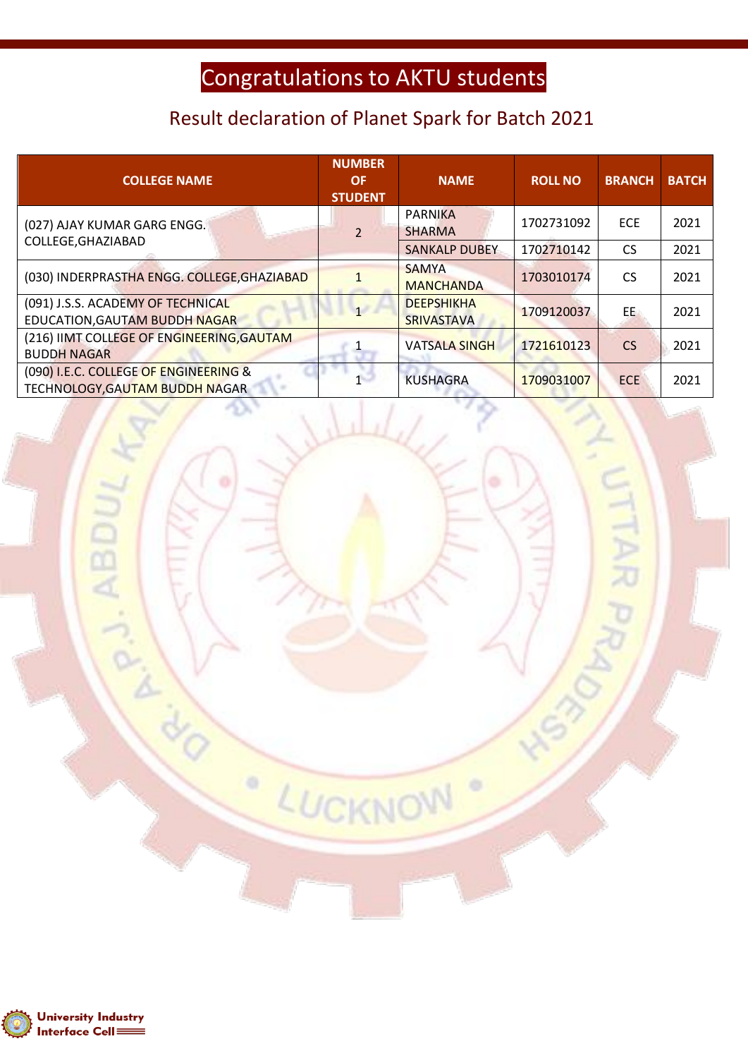# Congratulations to AKTU students

## Result declaration of Planet Spark for Batch 2021

| COLLEGE NAME | NUMBER OF STUDENT | NAME | ROLL NO | BRANCH | BATCH |
|---|---|---|---|---|---|
| (027) AJAY KUMAR GARG ENGG. COLLEGE,GHAZIABAD | 2 | PARNIKA SHARMA | 1702731092 | ECE | 2021 |
| | | SANKALP DUBEY | 1702710142 | CS | 2021 |
| (030) INDERPRASTHA ENGG. COLLEGE,GHAZIABAD | 1 | SAMYA MANCHANDA | 1703010174 | CS | 2021 |
| (091) J.S.S. ACADEMY OF TECHNICAL EDUCATION,GAUTAM BUDDH NAGAR | 1 | DEEPSHIKHA SRIVASTAVA | 1709120037 | EE | 2021 |
| (216) IIMT COLLEGE OF ENGINEERING,GAUTAM BUDDH NAGAR | 1 | VATSALA SINGH | 1721610123 | CS | 2021 |
| (090) I.E.C. COLLEGE OF ENGINEERING & TECHNOLOGY,GAUTAM BUDDH NAGAR | 1 | KUSHAGRA | 1709031007 | ECE | 2021 |